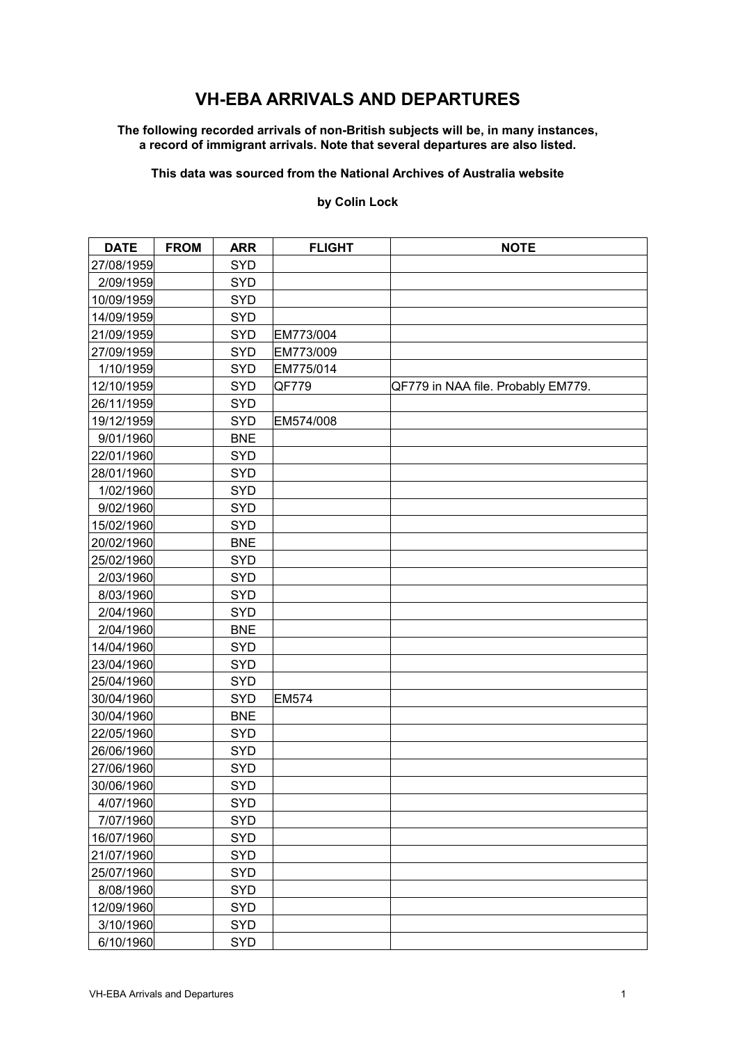# VH-EBA ARRIVALS AND DEPARTURES

**The following recorded arrivals of non-British subjects will be, in many instances, a record of immigrant arrivals. Note that several departures are also listed.**

**This data was sourced from the National Archives of Australia website**

**by Colin Lock**

| DATE | FROM | ARR | FLIGHT | NOTE |
|---|---|---|---|---|
| 27/08/1959 | | SYD | | |
| 2/09/1959 | | SYD | | |
| 10/09/1959 | | SYD | | |
| 14/09/1959 | | SYD | | |
| 21/09/1959 | | SYD | EM773/004 | |
| 27/09/1959 | | SYD | EM773/009 | |
| 1/10/1959 | | SYD | EM775/014 | |
| 12/10/1959 | | SYD | QF779 | QF779 in NAA file. Probably EM779. |
| 26/11/1959 | | SYD | | |
| 19/12/1959 | | SYD | EM574/008 | |
| 9/01/1960 | | BNE | | |
| 22/01/1960 | | SYD | | |
| 28/01/1960 | | SYD | | |
| 1/02/1960 | | SYD | | |
| 9/02/1960 | | SYD | | |
| 15/02/1960 | | SYD | | |
| 20/02/1960 | | BNE | | |
| 25/02/1960 | | SYD | | |
| 2/03/1960 | | SYD | | |
| 8/03/1960 | | SYD | | |
| 2/04/1960 | | SYD | | |
| 2/04/1960 | | BNE | | |
| 14/04/1960 | | SYD | | |
| 23/04/1960 | | SYD | | |
| 25/04/1960 | | SYD | | |
| 30/04/1960 | | SYD | EM574 | |
| 30/04/1960 | | BNE | | |
| 22/05/1960 | | SYD | | |
| 26/06/1960 | | SYD | | |
| 27/06/1960 | | SYD | | |
| 30/06/1960 | | SYD | | |
| 4/07/1960 | | SYD | | |
| 7/07/1960 | | SYD | | |
| 16/07/1960 | | SYD | | |
| 21/07/1960 | | SYD | | |
| 25/07/1960 | | SYD | | |
| 8/08/1960 | | SYD | | |
| 12/09/1960 | | SYD | | |
| 3/10/1960 | | SYD | | |
| 6/10/1960 | | SYD | | |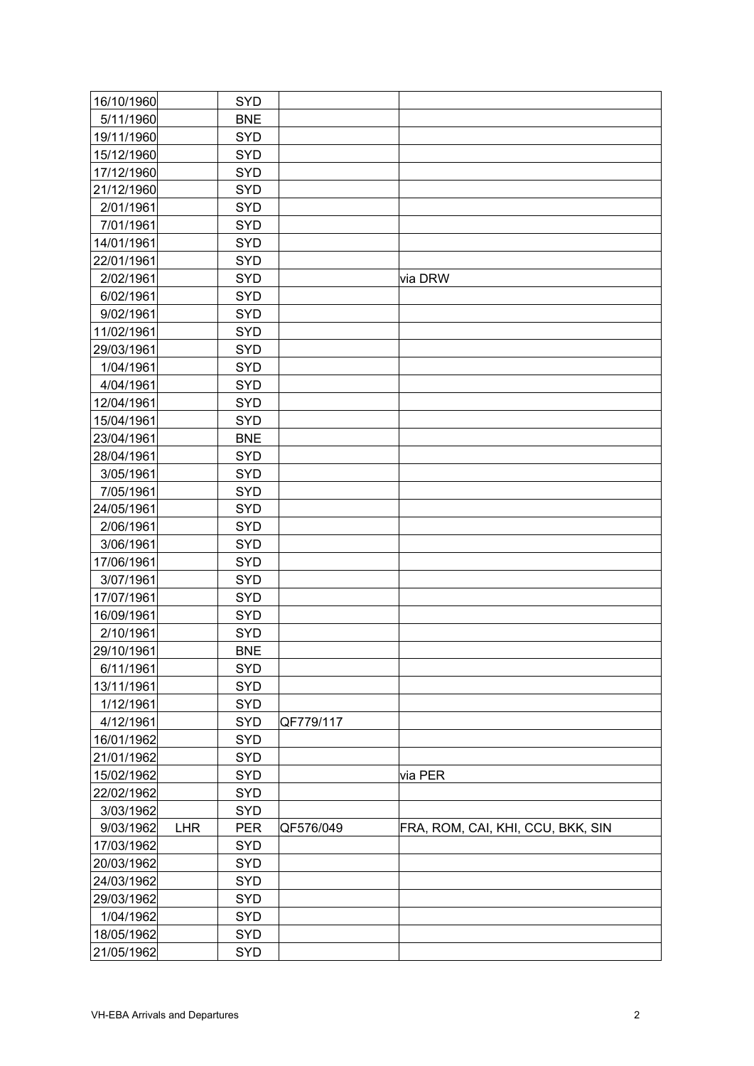| | | | | |
|---|---|---|---|---|
| 16/10/1960 | | SYD | | |
| 5/11/1960 | | BNE | | |
| 19/11/1960 | | SYD | | |
| 15/12/1960 | | SYD | | |
| 17/12/1960 | | SYD | | |
| 21/12/1960 | | SYD | | |
| 2/01/1961 | | SYD | | |
| 7/01/1961 | | SYD | | |
| 14/01/1961 | | SYD | | |
| 22/01/1961 | | SYD | | |
| 2/02/1961 | | SYD | | via DRW |
| 6/02/1961 | | SYD | | |
| 9/02/1961 | | SYD | | |
| 11/02/1961 | | SYD | | |
| 29/03/1961 | | SYD | | |
| 1/04/1961 | | SYD | | |
| 4/04/1961 | | SYD | | |
| 12/04/1961 | | SYD | | |
| 15/04/1961 | | SYD | | |
| 23/04/1961 | | BNE | | |
| 28/04/1961 | | SYD | | |
| 3/05/1961 | | SYD | | |
| 7/05/1961 | | SYD | | |
| 24/05/1961 | | SYD | | |
| 2/06/1961 | | SYD | | |
| 3/06/1961 | | SYD | | |
| 17/06/1961 | | SYD | | |
| 3/07/1961 | | SYD | | |
| 17/07/1961 | | SYD | | |
| 16/09/1961 | | SYD | | |
| 2/10/1961 | | SYD | | |
| 29/10/1961 | | BNE | | |
| 6/11/1961 | | SYD | | |
| 13/11/1961 | | SYD | | |
| 1/12/1961 | | SYD | | |
| 4/12/1961 | | SYD | QF779/117 | |
| 16/01/1962 | | SYD | | |
| 21/01/1962 | | SYD | | |
| 15/02/1962 | | SYD | | via PER |
| 22/02/1962 | | SYD | | |
| 3/03/1962 | | SYD | | |
| 9/03/1962 | LHR | PER | QF576/049 | FRA, ROM, CAI, KHI, CCU, BKK, SIN |
| 17/03/1962 | | SYD | | |
| 20/03/1962 | | SYD | | |
| 24/03/1962 | | SYD | | |
| 29/03/1962 | | SYD | | |
| 1/04/1962 | | SYD | | |
| 18/05/1962 | | SYD | | |
| 21/05/1962 | | SYD | | |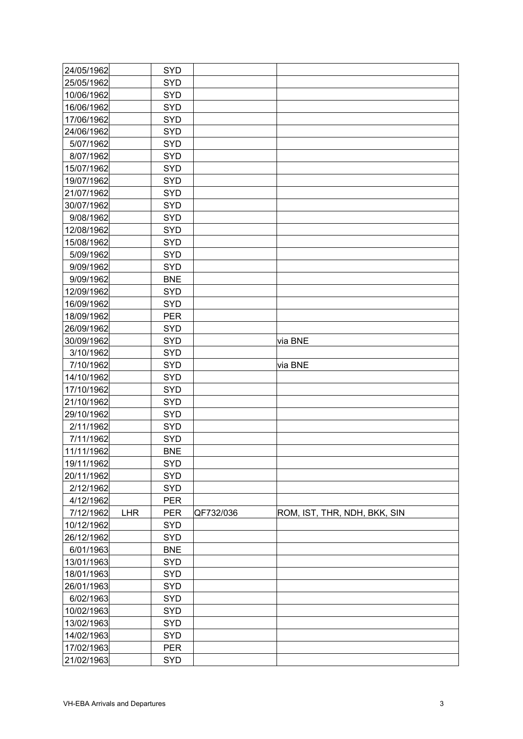| | | | | |
|---|---|---|---|---|
| 24/05/1962 | | SYD | | |
| 25/05/1962 | | SYD | | |
| 10/06/1962 | | SYD | | |
| 16/06/1962 | | SYD | | |
| 17/06/1962 | | SYD | | |
| 24/06/1962 | | SYD | | |
| 5/07/1962 | | SYD | | |
| 8/07/1962 | | SYD | | |
| 15/07/1962 | | SYD | | |
| 19/07/1962 | | SYD | | |
| 21/07/1962 | | SYD | | |
| 30/07/1962 | | SYD | | |
| 9/08/1962 | | SYD | | |
| 12/08/1962 | | SYD | | |
| 15/08/1962 | | SYD | | |
| 5/09/1962 | | SYD | | |
| 9/09/1962 | | SYD | | |
| 9/09/1962 | | BNE | | |
| 12/09/1962 | | SYD | | |
| 16/09/1962 | | SYD | | |
| 18/09/1962 | | PER | | |
| 26/09/1962 | | SYD | | |
| 30/09/1962 | | SYD | | via BNE |
| 3/10/1962 | | SYD | | |
| 7/10/1962 | | SYD | | via BNE |
| 14/10/1962 | | SYD | | |
| 17/10/1962 | | SYD | | |
| 21/10/1962 | | SYD | | |
| 29/10/1962 | | SYD | | |
| 2/11/1962 | | SYD | | |
| 7/11/1962 | | SYD | | |
| 11/11/1962 | | BNE | | |
| 19/11/1962 | | SYD | | |
| 20/11/1962 | | SYD | | |
| 2/12/1962 | | SYD | | |
| 4/12/1962 | | PER | | |
| 7/12/1962 | LHR | PER | QF732/036 | ROM, IST, THR, NDH, BKK, SIN |
| 10/12/1962 | | SYD | | |
| 26/12/1962 | | SYD | | |
| 6/01/1963 | | BNE | | |
| 13/01/1963 | | SYD | | |
| 18/01/1963 | | SYD | | |
| 26/01/1963 | | SYD | | |
| 6/02/1963 | | SYD | | |
| 10/02/1963 | | SYD | | |
| 13/02/1963 | | SYD | | |
| 14/02/1963 | | SYD | | |
| 17/02/1963 | | PER | | |
| 21/02/1963 | | SYD | | |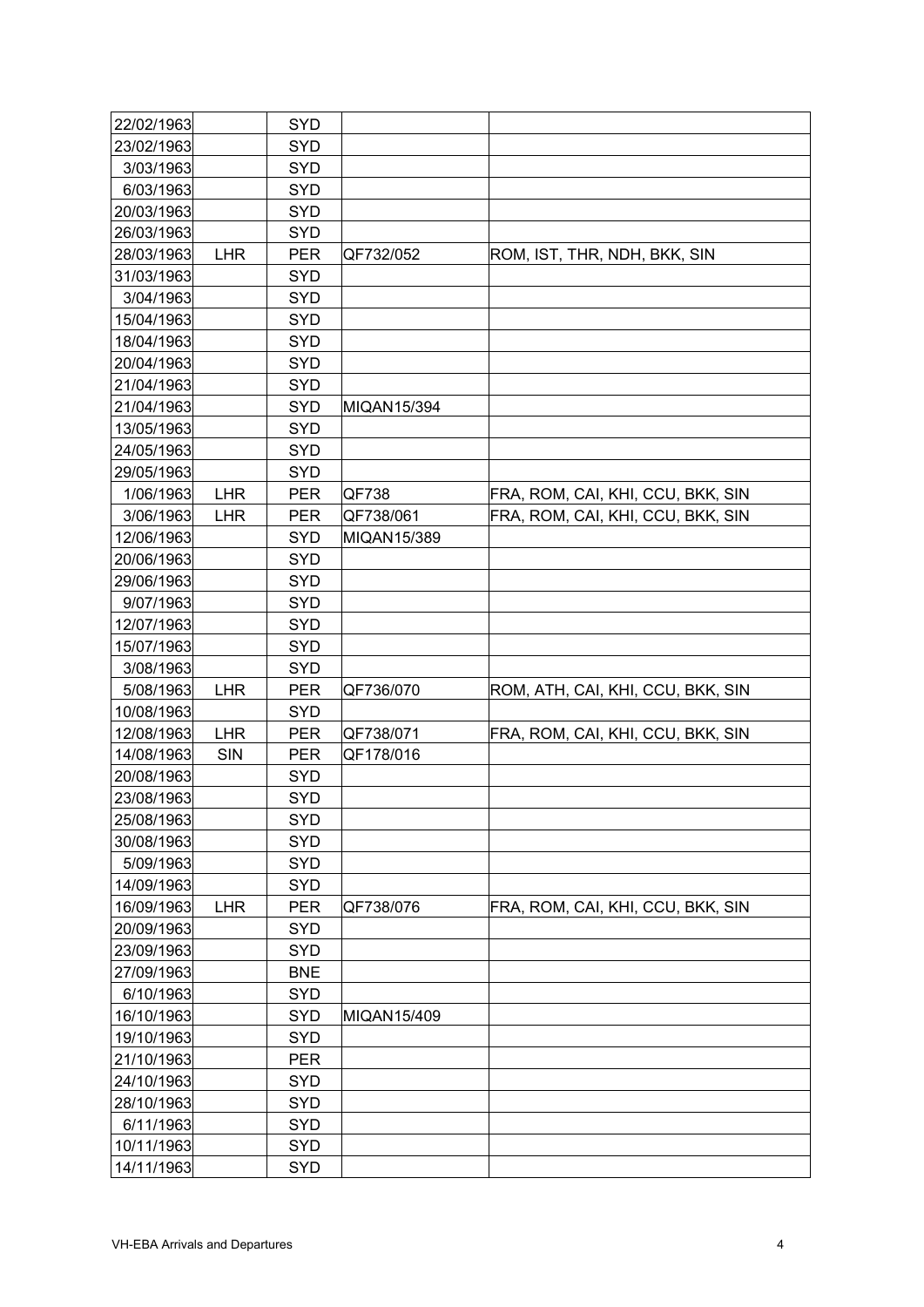| 22/02/1963 | | SYD | | |
|---|---|---|---|---|
| 23/02/1963 | | SYD | | |
| 3/03/1963 | | SYD | | |
| 6/03/1963 | | SYD | | |
| 20/03/1963 | | SYD | | |
| 26/03/1963 | | SYD | | |
| 28/03/1963 | LHR | PER | QF732/052 | ROM, IST, THR, NDH, BKK, SIN |
| 31/03/1963 | | SYD | | |
| 3/04/1963 | | SYD | | |
| 15/04/1963 | | SYD | | |
| 18/04/1963 | | SYD | | |
| 20/04/1963 | | SYD | | |
| 21/04/1963 | | SYD | | |
| 21/04/1963 | | SYD | MIQAN15/394 | |
| 13/05/1963 | | SYD | | |
| 24/05/1963 | | SYD | | |
| 29/05/1963 | | SYD | | |
| 1/06/1963 | LHR | PER | QF738 | FRA, ROM, CAI, KHI, CCU, BKK, SIN |
| 3/06/1963 | LHR | PER | QF738/061 | FRA, ROM, CAI, KHI, CCU, BKK, SIN |
| 12/06/1963 | | SYD | MIQAN15/389 | |
| 20/06/1963 | | SYD | | |
| 29/06/1963 | | SYD | | |
| 9/07/1963 | | SYD | | |
| 12/07/1963 | | SYD | | |
| 15/07/1963 | | SYD | | |
| 3/08/1963 | | SYD | | |
| 5/08/1963 | LHR | PER | QF736/070 | ROM, ATH, CAI, KHI, CCU, BKK, SIN |
| 10/08/1963 | | SYD | | |
| 12/08/1963 | LHR | PER | QF738/071 | FRA, ROM, CAI, KHI, CCU, BKK, SIN |
| 14/08/1963 | SIN | PER | QF178/016 | |
| 20/08/1963 | | SYD | | |
| 23/08/1963 | | SYD | | |
| 25/08/1963 | | SYD | | |
| 30/08/1963 | | SYD | | |
| 5/09/1963 | | SYD | | |
| 14/09/1963 | | SYD | | |
| 16/09/1963 | LHR | PER | QF738/076 | FRA, ROM, CAI, KHI, CCU, BKK, SIN |
| 20/09/1963 | | SYD | | |
| 23/09/1963 | | SYD | | |
| 27/09/1963 | | BNE | | |
| 6/10/1963 | | SYD | | |
| 16/10/1963 | | SYD | MIQAN15/409 | |
| 19/10/1963 | | SYD | | |
| 21/10/1963 | | PER | | |
| 24/10/1963 | | SYD | | |
| 28/10/1963 | | SYD | | |
| 6/11/1963 | | SYD | | |
| 10/11/1963 | | SYD | | |
| 14/11/1963 | | SYD | | |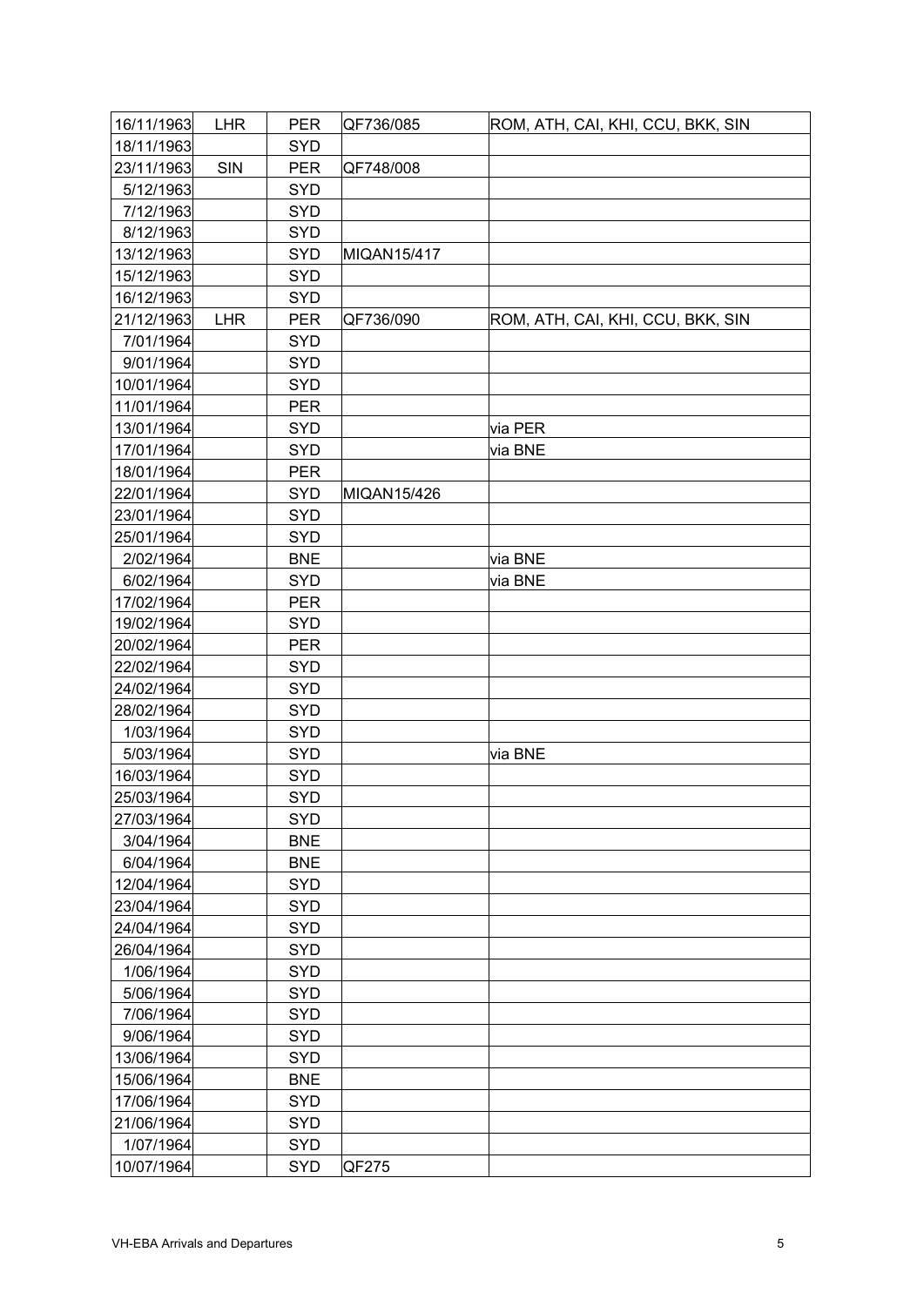| | | | | |
|---|---|---|---|---|
| 16/11/1963 | LHR | PER | QF736/085 | ROM, ATH, CAI, KHI, CCU, BKK, SIN |
| 18/11/1963 | | SYD | | |
| 23/11/1963 | SIN | PER | QF748/008 | |
| 5/12/1963 | | SYD | | |
| 7/12/1963 | | SYD | | |
| 8/12/1963 | | SYD | | |
| 13/12/1963 | | SYD | MIQAN15/417 | |
| 15/12/1963 | | SYD | | |
| 16/12/1963 | | SYD | | |
| 21/12/1963 | LHR | PER | QF736/090 | ROM, ATH, CAI, KHI, CCU, BKK, SIN |
| 7/01/1964 | | SYD | | |
| 9/01/1964 | | SYD | | |
| 10/01/1964 | | SYD | | |
| 11/01/1964 | | PER | | |
| 13/01/1964 | | SYD | | via PER |
| 17/01/1964 | | SYD | | via BNE |
| 18/01/1964 | | PER | | |
| 22/01/1964 | | SYD | MIQAN15/426 | |
| 23/01/1964 | | SYD | | |
| 25/01/1964 | | SYD | | |
| 2/02/1964 | | BNE | | via BNE |
| 6/02/1964 | | SYD | | via BNE |
| 17/02/1964 | | PER | | |
| 19/02/1964 | | SYD | | |
| 20/02/1964 | | PER | | |
| 22/02/1964 | | SYD | | |
| 24/02/1964 | | SYD | | |
| 28/02/1964 | | SYD | | |
| 1/03/1964 | | SYD | | |
| 5/03/1964 | | SYD | | via BNE |
| 16/03/1964 | | SYD | | |
| 25/03/1964 | | SYD | | |
| 27/03/1964 | | SYD | | |
| 3/04/1964 | | BNE | | |
| 6/04/1964 | | BNE | | |
| 12/04/1964 | | SYD | | |
| 23/04/1964 | | SYD | | |
| 24/04/1964 | | SYD | | |
| 26/04/1964 | | SYD | | |
| 1/06/1964 | | SYD | | |
| 5/06/1964 | | SYD | | |
| 7/06/1964 | | SYD | | |
| 9/06/1964 | | SYD | | |
| 13/06/1964 | | SYD | | |
| 15/06/1964 | | BNE | | |
| 17/06/1964 | | SYD | | |
| 21/06/1964 | | SYD | | |
| 1/07/1964 | | SYD | | |
| 10/07/1964 | | SYD | QF275 | |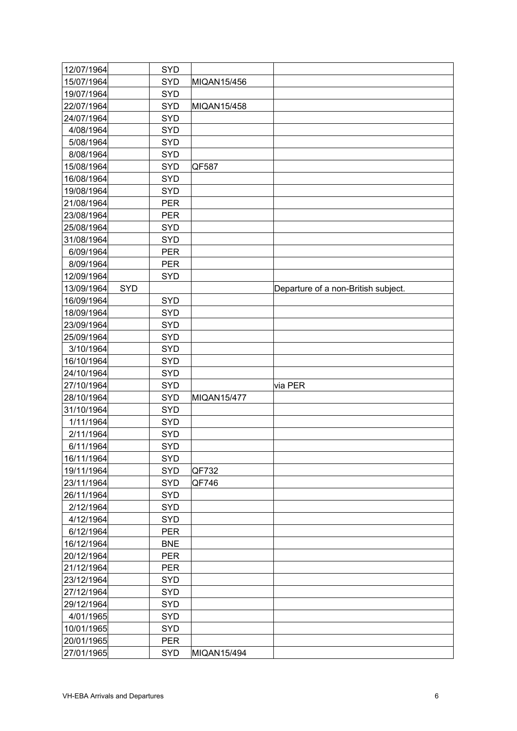| | | | | |
|---|---|---|---|---|
| 12/07/1964 | | SYD | | |
| 15/07/1964 | | SYD | MIQAN15/456 | |
| 19/07/1964 | | SYD | | |
| 22/07/1964 | | SYD | MIQAN15/458 | |
| 24/07/1964 | | SYD | | |
| 4/08/1964 | | SYD | | |
| 5/08/1964 | | SYD | | |
| 8/08/1964 | | SYD | | |
| 15/08/1964 | | SYD | QF587 | |
| 16/08/1964 | | SYD | | |
| 19/08/1964 | | SYD | | |
| 21/08/1964 | | PER | | |
| 23/08/1964 | | PER | | |
| 25/08/1964 | | SYD | | |
| 31/08/1964 | | SYD | | |
| 6/09/1964 | | PER | | |
| 8/09/1964 | | PER | | |
| 12/09/1964 | | SYD | | |
| 13/09/1964 | SYD | | | Departure of a non-British subject. |
| 16/09/1964 | | SYD | | |
| 18/09/1964 | | SYD | | |
| 23/09/1964 | | SYD | | |
| 25/09/1964 | | SYD | | |
| 3/10/1964 | | SYD | | |
| 16/10/1964 | | SYD | | |
| 24/10/1964 | | SYD | | |
| 27/10/1964 | | SYD | | via PER |
| 28/10/1964 | | SYD | MIQAN15/477 | |
| 31/10/1964 | | SYD | | |
| 1/11/1964 | | SYD | | |
| 2/11/1964 | | SYD | | |
| 6/11/1964 | | SYD | | |
| 16/11/1964 | | SYD | | |
| 19/11/1964 | | SYD | QF732 | |
| 23/11/1964 | | SYD | QF746 | |
| 26/11/1964 | | SYD | | |
| 2/12/1964 | | SYD | | |
| 4/12/1964 | | SYD | | |
| 6/12/1964 | | PER | | |
| 16/12/1964 | | BNE | | |
| 20/12/1964 | | PER | | |
| 21/12/1964 | | PER | | |
| 23/12/1964 | | SYD | | |
| 27/12/1964 | | SYD | | |
| 29/12/1964 | | SYD | | |
| 4/01/1965 | | SYD | | |
| 10/01/1965 | | SYD | | |
| 20/01/1965 | | PER | | |
| 27/01/1965 | | SYD | MIQAN15/494 | |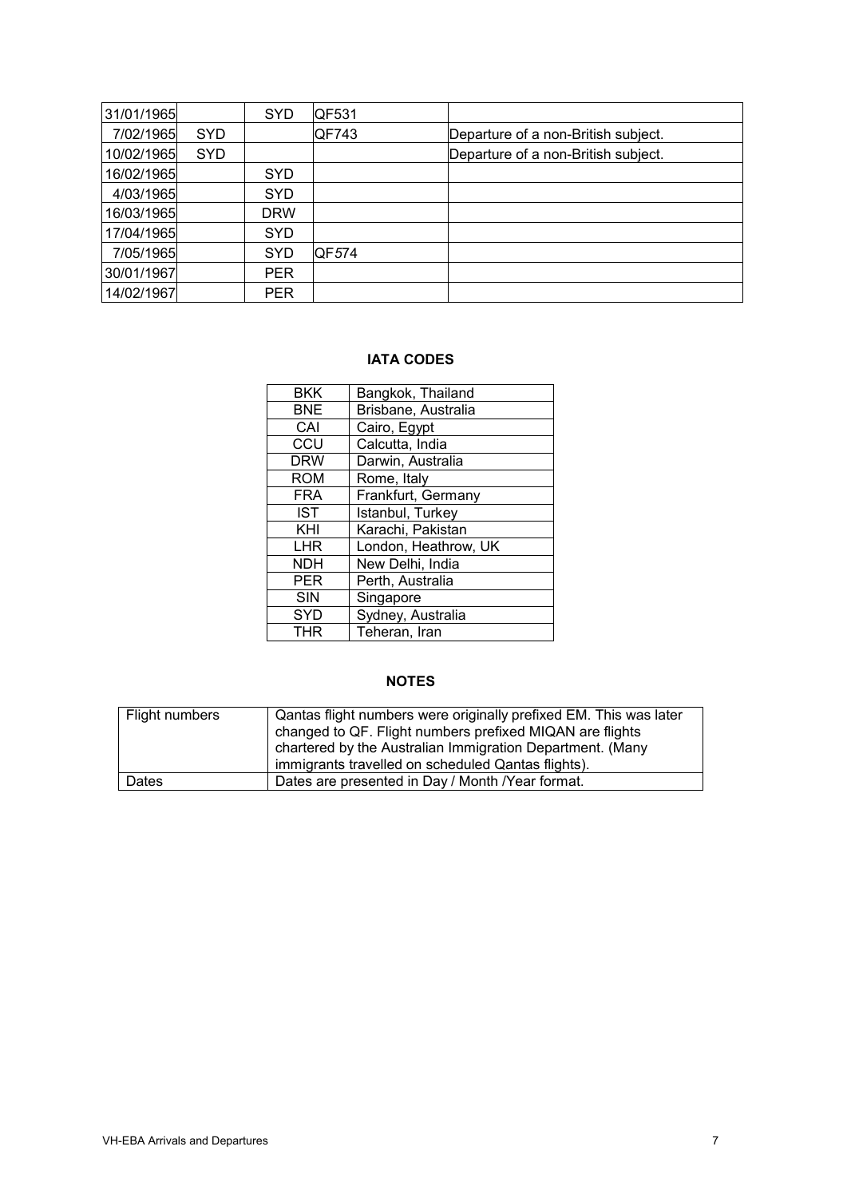| | | | | |
|---|---|---|---|---|
| 31/01/1965 | | SYD | QF531 | |
| 7/02/1965 | SYD | | QF743 | Departure of a non-British subject. |
| 10/02/1965 | SYD | | | Departure of a non-British subject. |
| 16/02/1965 | | SYD | | |
| 4/03/1965 | | SYD | | |
| 16/03/1965 | | DRW | | |
| 17/04/1965 | | SYD | | |
| 7/05/1965 | | SYD | QF574 | |
| 30/01/1967 | | PER | | |
| 14/02/1967 | | PER | | |

## IATA CODES

| | |
|---|---|
| BKK | Bangkok, Thailand |
| BNE | Brisbane, Australia |
| CAI | Cairo, Egypt |
| CCU | Calcutta, India |
| DRW | Darwin, Australia |
| ROM | Rome, Italy |
| FRA | Frankfurt, Germany |
| IST | Istanbul, Turkey |
| KHI | Karachi, Pakistan |
| LHR | London, Heathrow, UK |
| NDH | New Delhi, India |
| PER | Perth, Australia |
| SIN | Singapore |
| SYD | Sydney, Australia |
| THR | Teheran, Iran |

## NOTES

| | |
|---|---|
| Flight numbers | Qantas flight numbers were originally prefixed EM. This was later changed to QF. Flight numbers prefixed MIQAN are flights chartered by the Australian Immigration Department. (Many immigrants travelled on scheduled Qantas flights). |
| Dates | Dates are presented in Day / Month /Year format. |